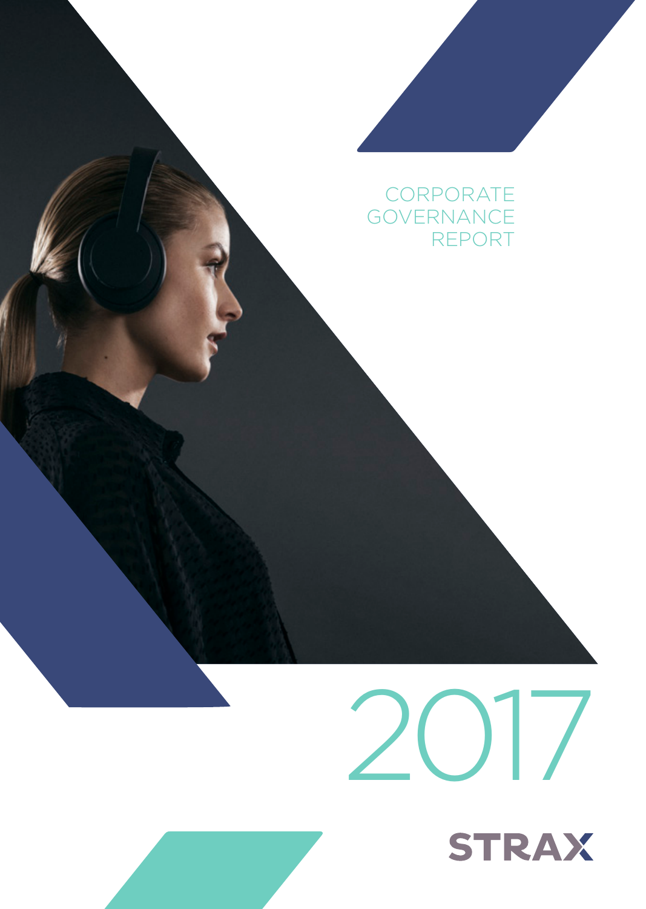# CORPORATE GOVERNANCE REPORT

# 2017

STRAX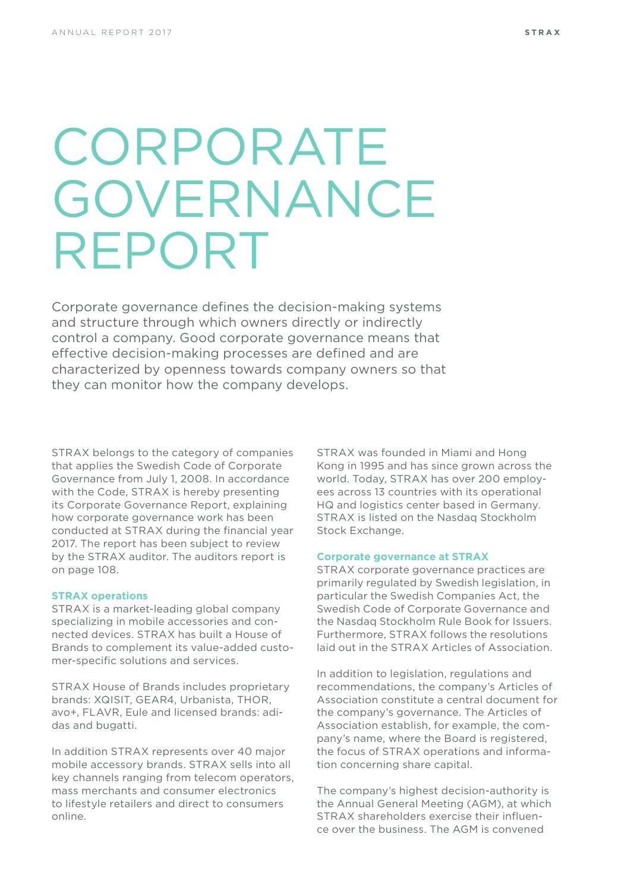# CORPORATE GOVERNANCE REPORT

Corporate governance defines the decision-making systems and structure through which owners directly or indirectly control a company. Good corporate governance means that effective decision-making processes are defined and are characterized by openness towards company owners so that they can monitor how the company develops.

STRAX belongs to the category of companies that applies the Swedish Code of Corporate Governance from July 1, 2008. In accordance with the Code, STRAX is hereby presenting its Corporate Governance Report, explaining how corporate governance work has been conducted at STRAX during the financial year 2017. The report has been subject to review by the STRAX auditor. The auditors report is on page 108.

### STRAX operations

STRAX is a market-leading global company specializing in mobile accessories and connected devices. STRAX has built a House of Brands to complement its value-added customer-specific solutions and services.

STRAX House of Brands includes proprietary brands: XQISIT, GEAR4, Urbanista, THOR, avo+, FLAVR, Eule and licensed brands: adidas and bugatti.

In addition STRAX represents over 40 major mobile accessory brands. STRAX sells into all key channels ranging from telecom operators, mass merchants and consumer electronics to lifestyle retailers and direct to consumers online.

STRAX was founded in Miami and Hong Kong in 1995 and has since grown across the world. Today, STRAX has over 200 employees across 13 countries with its operational HQ and logistics center based in Germany. STRAX is listed on the Nasdaq Stockholm Stock Exchange.

### Corporate governance at STRAX

STRAX corporate governance practices are primarily regulated by Swedish legislation, in particular the Swedish Companies Act, the Swedish Code of Corporate Governance and the Nasdaq Stockholm Rule Book for Issuers. Furthermore, STRAX follows the resolutions laid out in the STRAX Articles of Association.

In addition to legislation, regulations and recommendations, the company's Articles of Association constitute a central document for the company's governance. The Articles of Association establish, for example, the company's name, where the Board is registered, the focus of STRAX operations and information concerning share capital.

The company's highest decision-authority is the Annual General Meeting (AGM), at which STRAX shareholders exercise their influence over the business. The AGM is convened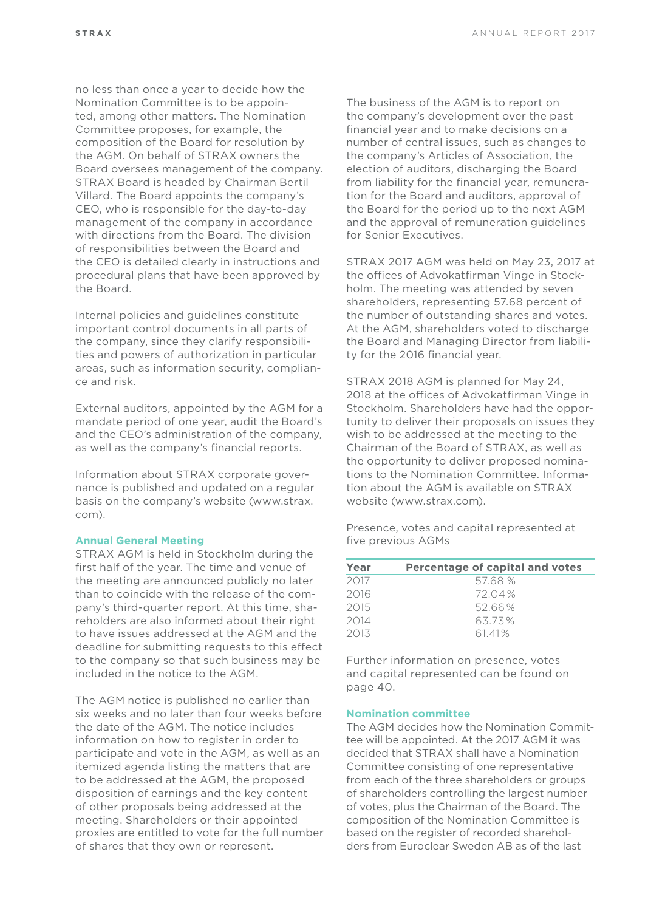no less than once a year to decide how the Nomination Committee is to be appointed, among other matters. The Nomination Committee proposes, for example, the composition of the Board for resolution by the AGM. On behalf of STRAX owners the Board oversees management of the company. STRAX Board is headed by Chairman Bertil Villard. The Board appoints the company's CEO, who is responsible for the day-to-day management of the company in accordance with directions from the Board. The division of responsibilities between the Board and the CEO is detailed clearly in instructions and procedural plans that have been approved by the Board.

Internal policies and guidelines constitute important control documents in all parts of the company, since they clarify responsibilities and powers of authorization in particular areas, such as information security, compliance and risk.

External auditors, appointed by the AGM for a mandate period of one year, audit the Board's and the CEO's administration of the company, as well as the company's financial reports.

Information about STRAX corporate governance is published and updated on a regular basis on the company's website (www.strax.com).

## Annual General Meeting

STRAX AGM is held in Stockholm during the first half of the year. The time and venue of the meeting are announced publicly no later than to coincide with the release of the company's third-quarter report. At this time, shareholders are also informed about their right to have issues addressed at the AGM and the deadline for submitting requests to this effect to the company so that such business may be included in the notice to the AGM.

The AGM notice is published no earlier than six weeks and no later than four weeks before the date of the AGM. The notice includes information on how to register in order to participate and vote in the AGM, as well as an itemized agenda listing the matters that are to be addressed at the AGM, the proposed disposition of earnings and the key content of other proposals being addressed at the meeting. Shareholders or their appointed proxies are entitled to vote for the full number of shares that they own or represent.

The business of the AGM is to report on the company's development over the past financial year and to make decisions on a number of central issues, such as changes to the company's Articles of Association, the election of auditors, discharging the Board from liability for the financial year, remuneration for the Board and auditors, approval of the Board for the period up to the next AGM and the approval of remuneration guidelines for Senior Executives.

STRAX 2017 AGM was held on May 23, 2017 at the offices of Advokatfirman Vinge in Stockholm. The meeting was attended by seven shareholders, representing 57.68 percent of the number of outstanding shares and votes. At the AGM, shareholders voted to discharge the Board and Managing Director from liability for the 2016 financial year.

STRAX 2018 AGM is planned for May 24, 2018 at the offices of Advokatfirman Vinge in Stockholm. Shareholders have had the opportunity to deliver their proposals on issues they wish to be addressed at the meeting to the Chairman of the Board of STRAX, as well as the opportunity to deliver proposed nominations to the Nomination Committee. Information about the AGM is available on STRAX website (www.strax.com).

Presence, votes and capital represented at five previous AGMs

| Year | Percentage of capital and votes |
|---|---|
| 2017 | 57.68 % |
| 2016 | 72.04% |
| 2015 | 52.66% |
| 2014 | 63.73% |
| 2013 | 61.41% |

Further information on presence, votes and capital represented can be found on page 40.

## Nomination committee

The AGM decides how the Nomination Committee will be appointed. At the 2017 AGM it was decided that STRAX shall have a Nomination Committee consisting of one representative from each of the three shareholders or groups of shareholders controlling the largest number of votes, plus the Chairman of the Board. The composition of the Nomination Committee is based on the register of recorded shareholders from Euroclear Sweden AB as of the last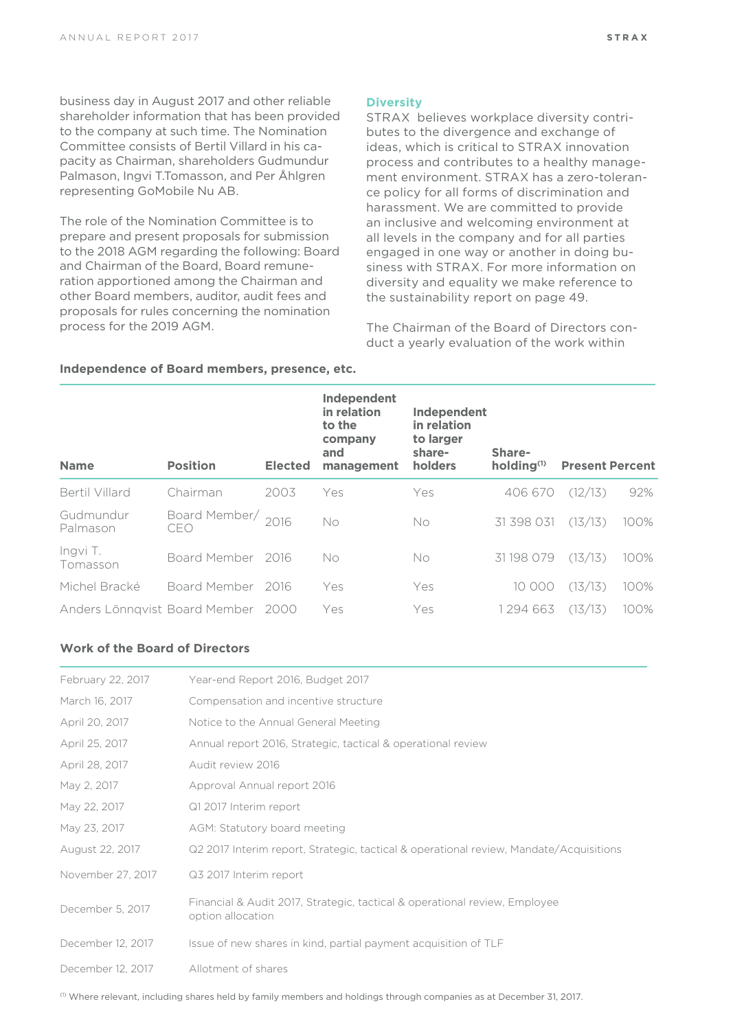business day in August 2017 and other reliable shareholder information that has been provided to the company at such time. The Nomination Committee consists of Bertil Villard in his capacity as Chairman, shareholders Gudmundur Palmason, Ingvi T.Tomasson, and Per Åhlgren representing GoMobile Nu AB.

The role of the Nomination Committee is to prepare and present proposals for submission to the 2018 AGM regarding the following: Board and Chairman of the Board, Board remuneration apportioned among the Chairman and other Board members, auditor, audit fees and proposals for rules concerning the nomination process for the 2019 AGM.

### Diversity

STRAX believes workplace diversity contributes to the divergence and exchange of ideas, which is critical to STRAX innovation process and contributes to a healthy management environment. STRAX has a zero-tolerance policy for all forms of discrimination and harassment. We are committed to provide an inclusive and welcoming environment at all levels in the company and for all parties engaged in one way or another in doing business with STRAX. For more information on diversity and equality we make reference to the sustainability report on page 49.

The Chairman of the Board of Directors conduct a yearly evaluation of the work within

**Independence of Board members, presence, etc.**

| Name | Position | Elected | Independent in relation to the company and management | Independent in relation to larger share-holders | Share-holding[1] | Present | Percent |
|---|---|---|---|---|---|---|---|
| Bertil Villard | Chairman | 2003 | Yes | Yes | 406 670 | (12/13) | 92% |
| Gudmundur Palmason | Board Member/ CEO | 2016 | No | No | 31 398 031 | (13/13) | 100% |
| Ingvi T. Tomasson | Board Member | 2016 | No | No | 31 198 079 | (13/13) | 100% |
| Michel Bracké | Board Member | 2016 | Yes | Yes | 10 000 | (13/13) | 100% |
| Anders Lönnqvist | Board Member | 2000 | Yes | Yes | 1 294 663 | (13/13) | 100% |

**Work of the Board of Directors**

| | |
|---|---|
| February 22, 2017 | Year-end Report 2016, Budget 2017 |
| March 16, 2017 | Compensation and incentive structure |
| April 20, 2017 | Notice to the Annual General Meeting |
| April 25, 2017 | Annual report 2016, Strategic, tactical & operational review |
| April 28, 2017 | Audit review 2016 |
| May 2, 2017 | Approval Annual report 2016 |
| May 22, 2017 | Q1 2017 Interim report |
| May 23, 2017 | AGM: Statutory board meeting |
| August 22, 2017 | Q2 2017 Interim report, Strategic, tactical & operational review, Mandate/Acquisitions |
| November 27, 2017 | Q3 2017 Interim report |
| December 5, 2017 | Financial & Audit 2017, Strategic, tactical & operational review, Employee option allocation |
| December 12, 2017 | Issue of new shares in kind, partial payment acquisition of TLF |
| December 12, 2017 | Allotment of shares |

[1] Where relevant, including shares held by family members and holdings through companies as at December 31, 2017.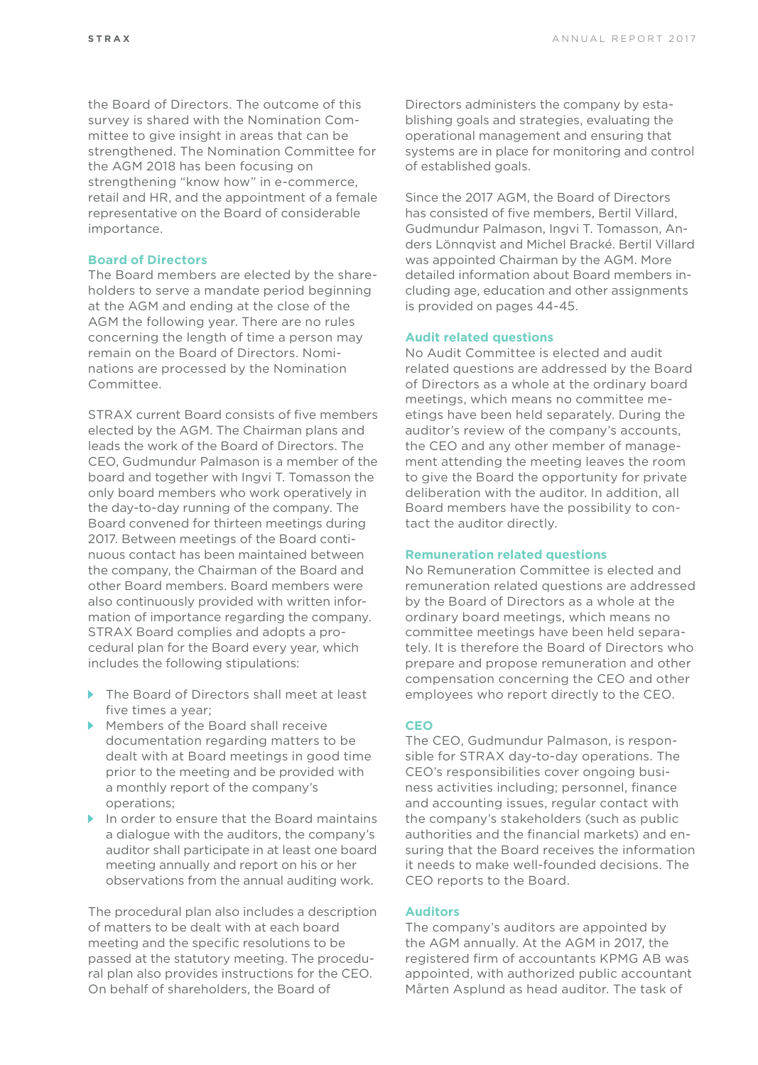the Board of Directors. The outcome of this survey is shared with the Nomination Committee to give insight in areas that can be strengthened. The Nomination Committee for the AGM 2018 has been focusing on strengthening "know how" in e-commerce, retail and HR, and the appointment of a female representative on the Board of considerable importance.

### Board of Directors

The Board members are elected by the shareholders to serve a mandate period beginning at the AGM and ending at the close of the AGM the following year. There are no rules concerning the length of time a person may remain on the Board of Directors. Nominations are processed by the Nomination Committee.

STRAX current Board consists of five members elected by the AGM. The Chairman plans and leads the work of the Board of Directors. The CEO, Gudmundur Palmason is a member of the board and together with Ingvi T. Tomasson the only board members who work operatively in the day-to-day running of the company. The Board convened for thirteen meetings during 2017. Between meetings of the Board continuous contact has been maintained between the company, the Chairman of the Board and other Board members. Board members were also continuously provided with written information of importance regarding the company. STRAX Board complies and adopts a procedural plan for the Board every year, which includes the following stipulations:

- The Board of Directors shall meet at least five times a year;
- Members of the Board shall receive documentation regarding matters to be dealt with at Board meetings in good time prior to the meeting and be provided with a monthly report of the company's operations;
- In order to ensure that the Board maintains a dialogue with the auditors, the company's auditor shall participate in at least one board meeting annually and report on his or her observations from the annual auditing work.

The procedural plan also includes a description of matters to be dealt with at each board meeting and the specific resolutions to be passed at the statutory meeting. The procedural plan also provides instructions for the CEO. On behalf of shareholders, the Board of Directors administers the company by establishing goals and strategies, evaluating the operational management and ensuring that systems are in place for monitoring and control of established goals.

Since the 2017 AGM, the Board of Directors has consisted of five members, Bertil Villard, Gudmundur Palmason, Ingvi T. Tomasson, Anders Lönnqvist and Michel Bracké. Bertil Villard was appointed Chairman by the AGM. More detailed information about Board members including age, education and other assignments is provided on pages 44-45.

### Audit related questions

No Audit Committee is elected and audit related questions are addressed by the Board of Directors as a whole at the ordinary board meetings, which means no committee meetings have been held separately. During the auditor's review of the company's accounts, the CEO and any other member of management attending the meeting leaves the room to give the Board the opportunity for private deliberation with the auditor. In addition, all Board members have the possibility to contact the auditor directly.

### Remuneration related questions

No Remuneration Committee is elected and remuneration related questions are addressed by the Board of Directors as a whole at the ordinary board meetings, which means no committee meetings have been held separately. It is therefore the Board of Directors who prepare and propose remuneration and other compensation concerning the CEO and other employees who report directly to the CEO.

### CEO

The CEO, Gudmundur Palmason, is responsible for STRAX day-to-day operations. The CEO's responsibilities cover ongoing business activities including; personnel, finance and accounting issues, regular contact with the company's stakeholders (such as public authorities and the financial markets) and ensuring that the Board receives the information it needs to make well-founded decisions. The CEO reports to the Board.

### Auditors

The company's auditors are appointed by the AGM annually. At the AGM in 2017, the registered firm of accountants KPMG AB was appointed, with authorized public accountant Mårten Asplund as head auditor. The task of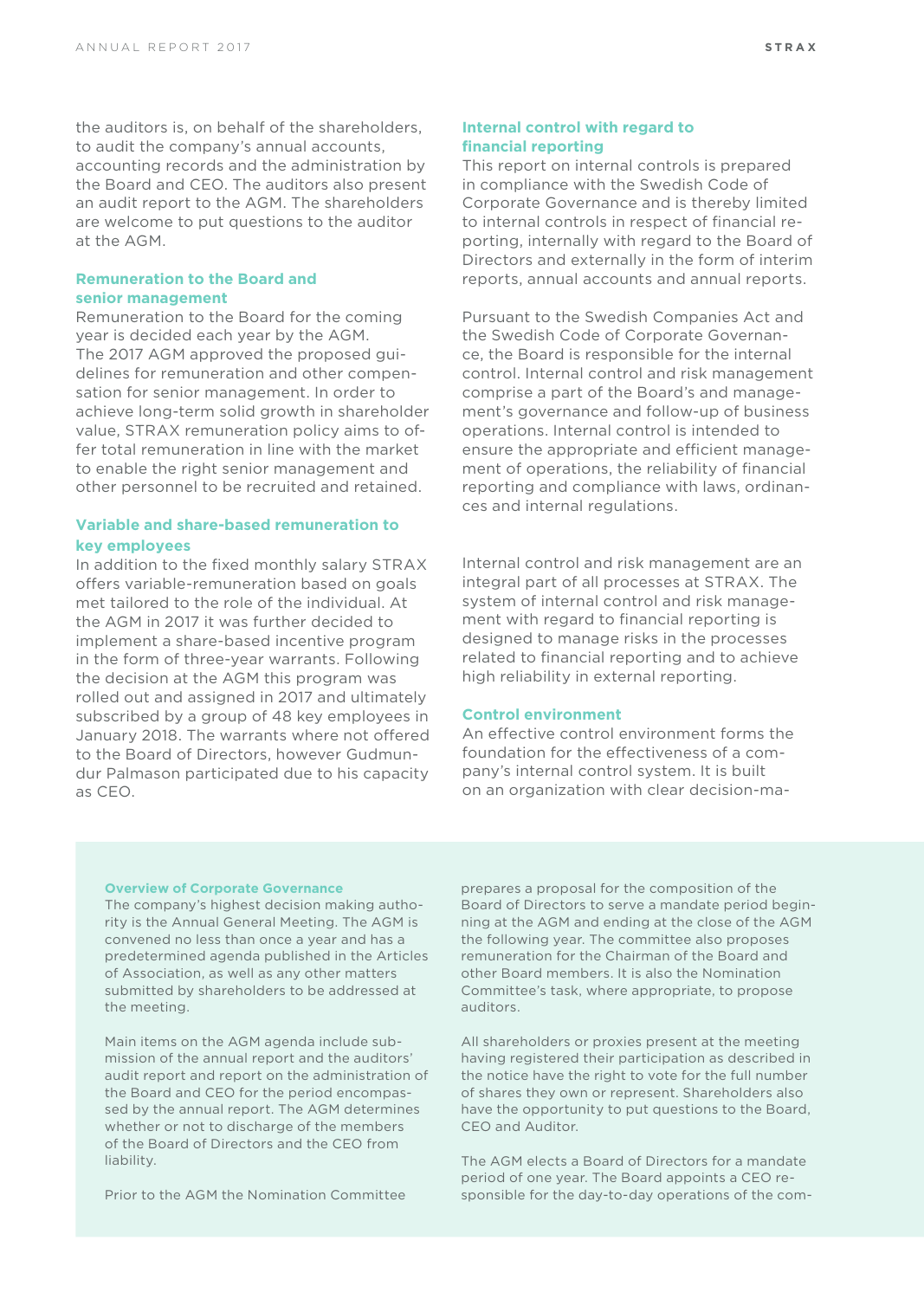the auditors is, on behalf of the shareholders, to audit the company's annual accounts, accounting records and the administration by the Board and CEO. The auditors also present an audit report to the AGM. The shareholders are welcome to put questions to the auditor at the AGM.

### Remuneration to the Board and senior management

Remuneration to the Board for the coming year is decided each year by the AGM. The 2017 AGM approved the proposed guidelines for remuneration and other compensation for senior management. In order to achieve long-term solid growth in shareholder value, STRAX remuneration policy aims to offer total remuneration in line with the market to enable the right senior management and other personnel to be recruited and retained.

### Variable and share-based remuneration to key employees

In addition to the fixed monthly salary STRAX offers variable-remuneration based on goals met tailored to the role of the individual. At the AGM in 2017 it was further decided to implement a share-based incentive program in the form of three-year warrants. Following the decision at the AGM this program was rolled out and assigned in 2017 and ultimately subscribed by a group of 48 key employees in January 2018. The warrants where not offered to the Board of Directors, however Gudmundur Palmason participated due to his capacity as CEO.

### Internal control with regard to financial reporting

This report on internal controls is prepared in compliance with the Swedish Code of Corporate Governance and is thereby limited to internal controls in respect of financial reporting, internally with regard to the Board of Directors and externally in the form of interim reports, annual accounts and annual reports.

Pursuant to the Swedish Companies Act and the Swedish Code of Corporate Governance, the Board is responsible for the internal control. Internal control and risk management comprise a part of the Board's and management's governance and follow-up of business operations. Internal control is intended to ensure the appropriate and efficient management of operations, the reliability of financial reporting and compliance with laws, ordinances and internal regulations.

Internal control and risk management are an integral part of all processes at STRAX. The system of internal control and risk management with regard to financial reporting is designed to manage risks in the processes related to financial reporting and to achieve high reliability in external reporting.

### Control environment

An effective control environment forms the foundation for the effectiveness of a company's internal control system. It is built on an organization with clear decision-ma-

### Overview of Corporate Governance

The company's highest decision making authority is the Annual General Meeting. The AGM is convened no less than once a year and has a predetermined agenda published in the Articles of Association, as well as any other matters submitted by shareholders to be addressed at the meeting.

Main items on the AGM agenda include submission of the annual report and the auditors' audit report and report on the administration of the Board and CEO for the period encompassed by the annual report. The AGM determines whether or not to discharge of the members of the Board of Directors and the CEO from liability.

Prior to the AGM the Nomination Committee prepares a proposal for the composition of the Board of Directors to serve a mandate period beginning at the AGM and ending at the close of the AGM the following year. The committee also proposes remuneration for the Chairman of the Board and other Board members. It is also the Nomination Committee's task, where appropriate, to propose auditors.

All shareholders or proxies present at the meeting having registered their participation as described in the notice have the right to vote for the full number of shares they own or represent. Shareholders also have the opportunity to put questions to the Board, CEO and Auditor.

The AGM elects a Board of Directors for a mandate period of one year. The Board appoints a CEO responsible for the day-to-day operations of the com-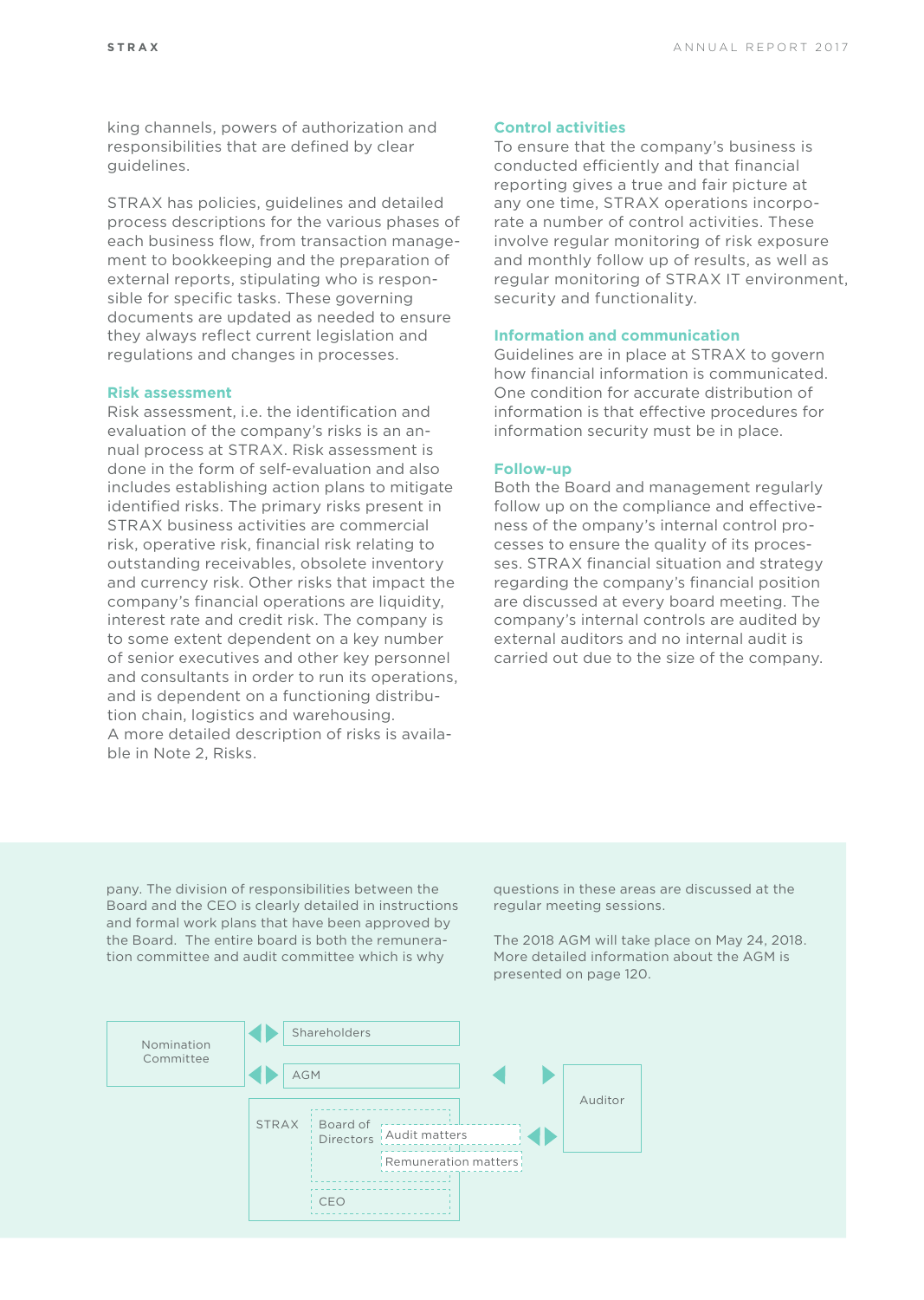king channels, powers of authorization and responsibilities that are defined by clear guidelines.

STRAX has policies, guidelines and detailed process descriptions for the various phases of each business flow, from transaction management to bookkeeping and the preparation of external reports, stipulating who is responsible for specific tasks. These governing documents are updated as needed to ensure they always reflect current legislation and regulations and changes in processes.

### Risk assessment

Risk assessment, i.e. the identification and evaluation of the company's risks is an annual process at STRAX. Risk assessment is done in the form of self-evaluation and also includes establishing action plans to mitigate identified risks. The primary risks present in STRAX business activities are commercial risk, operative risk, financial risk relating to outstanding receivables, obsolete inventory and currency risk. Other risks that impact the company's financial operations are liquidity, interest rate and credit risk. The company is to some extent dependent on a key number of senior executives and other key personnel and consultants in order to run its operations, and is dependent on a functioning distribution chain, logistics and warehousing.
A more detailed description of risks is available in Note 2, Risks.

### Control activities

To ensure that the company's business is conducted efficiently and that financial reporting gives a true and fair picture at any one time, STRAX operations incorporate a number of control activities. These involve regular monitoring of risk exposure and monthly follow up of results, as well as regular monitoring of STRAX IT environment, security and functionality.

### Information and communication

Guidelines are in place at STRAX to govern how financial information is communicated. One condition for accurate distribution of information is that effective procedures for information security must be in place.

### Follow-up

Both the Board and management regularly follow up on the compliance and effectiveness of the ompany's internal control processes to ensure the quality of its processes. STRAX financial situation and strategy regarding the company's financial position are discussed at every board meeting. The company's internal controls are audited by external auditors and no internal audit is carried out due to the size of the company.

pany. The division of responsibilities between the Board and the CEO is clearly detailed in instructions and formal work plans that have been approved by the Board. The entire board is both the remuneration committee and audit committee which is why questions in these areas are discussed at the regular meeting sessions.

The 2018 AGM will take place on May 24, 2018. More detailed information about the AGM is presented on page 120.

Nomination Committee

Shareholders

AGM

STRAX

Board of Directors

Audit matters

Remuneration matters

CEO

Auditor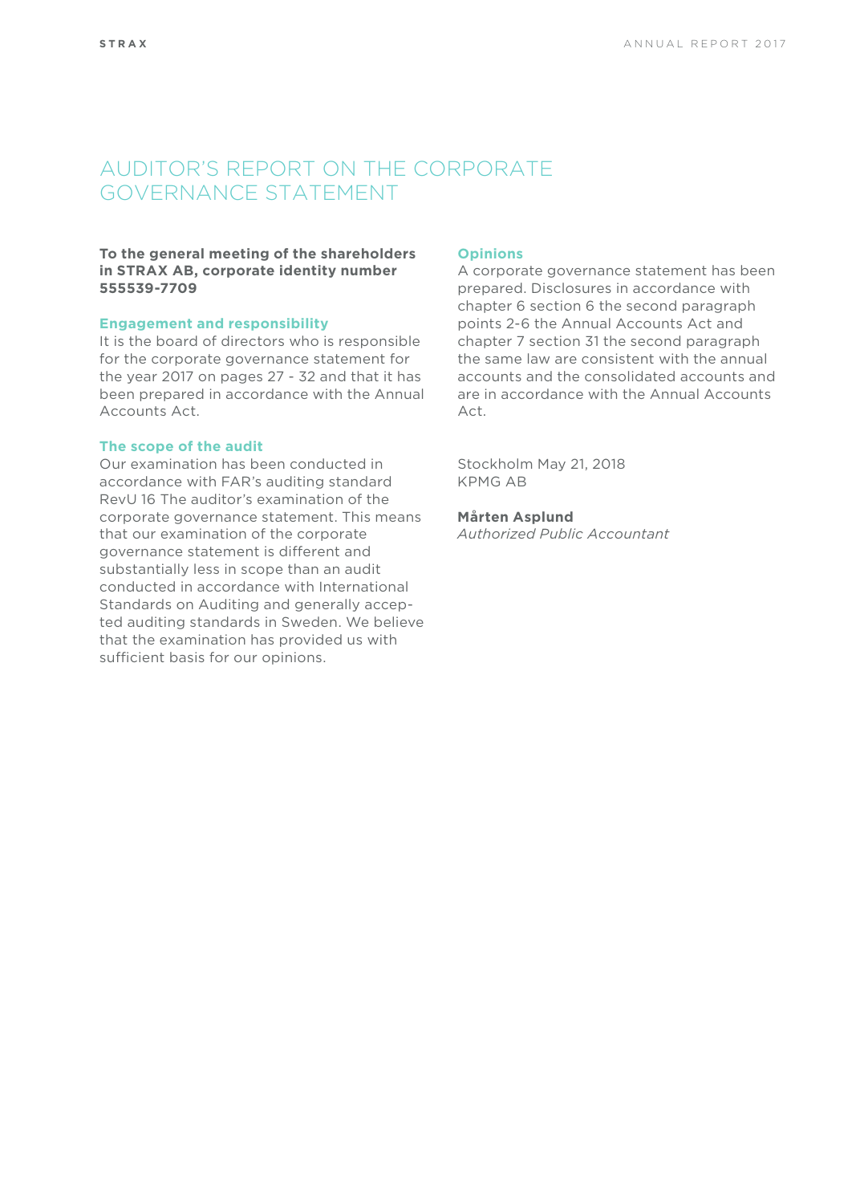# AUDITOR'S REPORT ON THE CORPORATE GOVERNANCE STATEMENT

**To the general meeting of the shareholders in STRAX AB, corporate identity number 555539-7709**

### Engagement and responsibility

It is the board of directors who is responsible for the corporate governance statement for the year 2017 on pages 27 - 32 and that it has been prepared in accordance with the Annual Accounts Act.

### The scope of the audit

Our examination has been conducted in accordance with FAR's auditing standard RevU 16 The auditor's examination of the corporate governance statement. This means that our examination of the corporate governance statement is different and substantially less in scope than an audit conducted in accordance with International Standards on Auditing and generally accepted auditing standards in Sweden. We believe that the examination has provided us with sufficient basis for our opinions.

### Opinions

A corporate governance statement has been prepared. Disclosures in accordance with chapter 6 section 6 the second paragraph points 2-6 the Annual Accounts Act and chapter 7 section 31 the second paragraph the same law are consistent with the annual accounts and the consolidated accounts and are in accordance with the Annual Accounts Act.

Stockholm May 21, 2018
KPMG AB

**Mårten Asplund**
*Authorized Public Accountant*